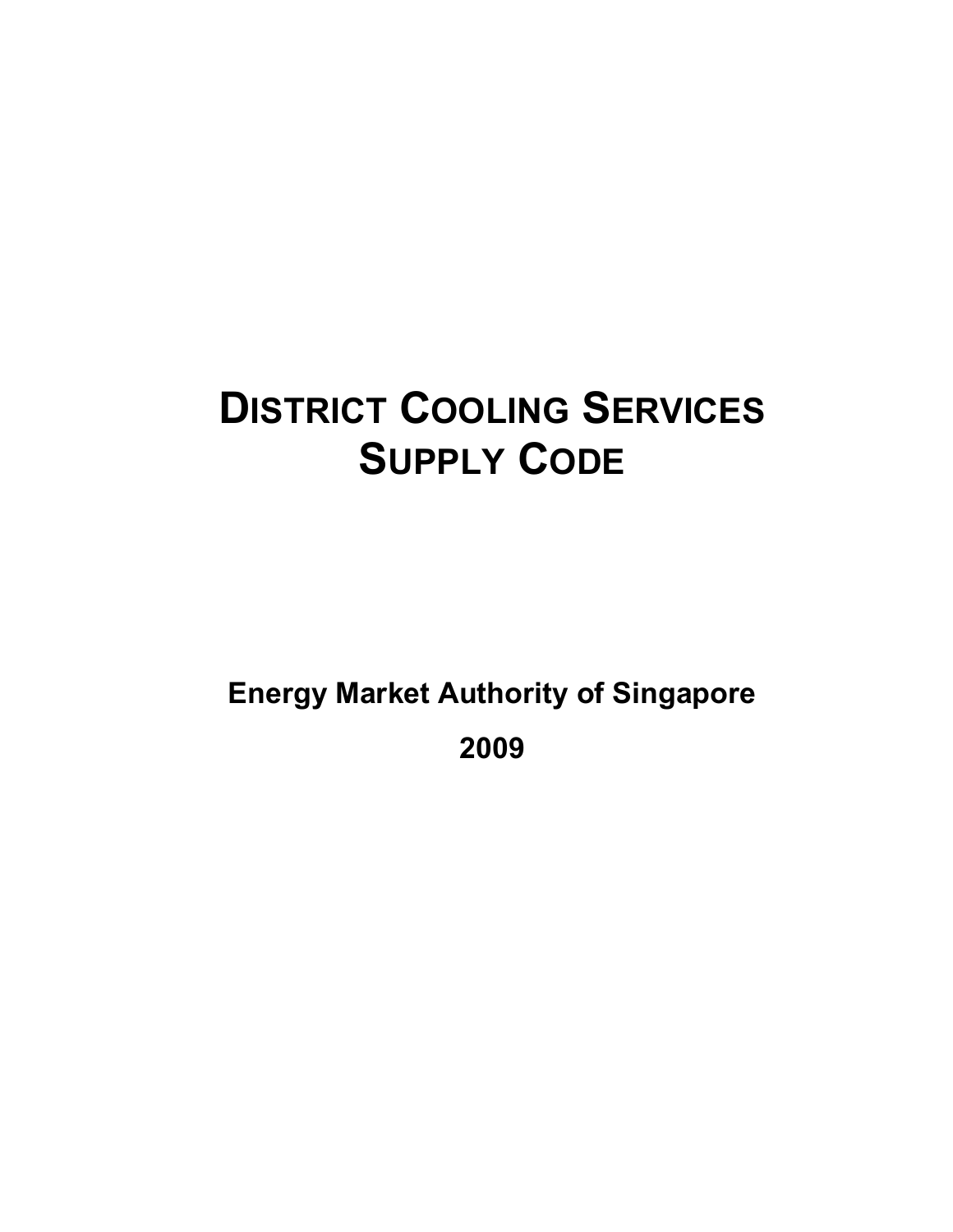# DISTRICT COOLING SERVICES SUPPLY CODE

**Energy Market Authority of Singapore**

**2009**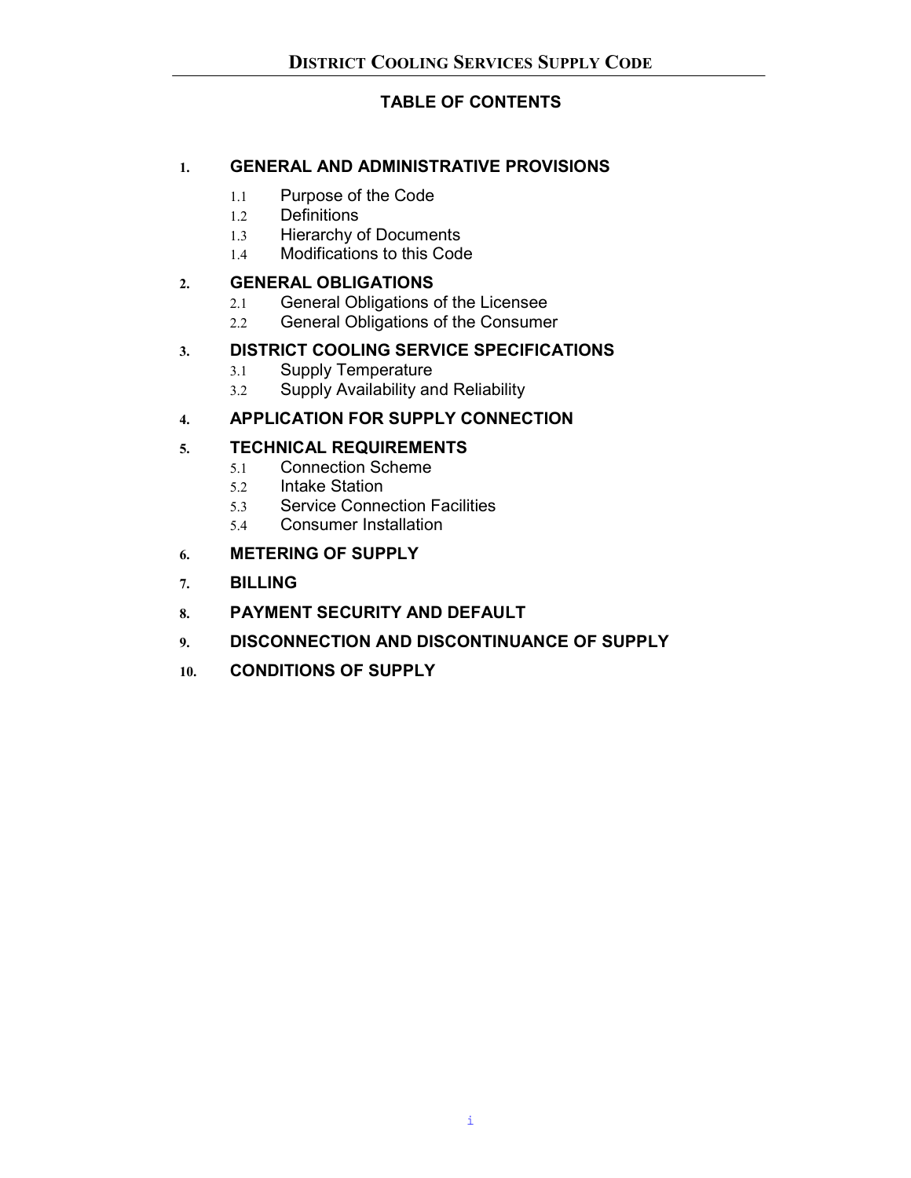# TABLE OF CONTENTS

**1. GENERAL AND ADMINISTRATIVE PROVISIONS**

- 1.1 Purpose of the Code
- 1.2 Definitions
- 1.3 Hierarchy of Documents
- 1.4 Modifications to this Code

**2. GENERAL OBLIGATIONS**

- 2.1 General Obligations of the Licensee
- 2.2 General Obligations of the Consumer

**3. DISTRICT COOLING SERVICE SPECIFICATIONS**

- 3.1 Supply Temperature
- 3.2 Supply Availability and Reliability

**4. APPLICATION FOR SUPPLY CONNECTION**

**5. TECHNICAL REQUIREMENTS**

- 5.1 Connection Scheme
- 5.2 Intake Station
- 5.3 Service Connection Facilities
- 5.4 Consumer Installation

**6. METERING OF SUPPLY**

**7. BILLING**

**8. PAYMENT SECURITY AND DEFAULT**

**9. DISCONNECTION AND DISCONTINUANCE OF SUPPLY**

**10. CONDITIONS OF SUPPLY**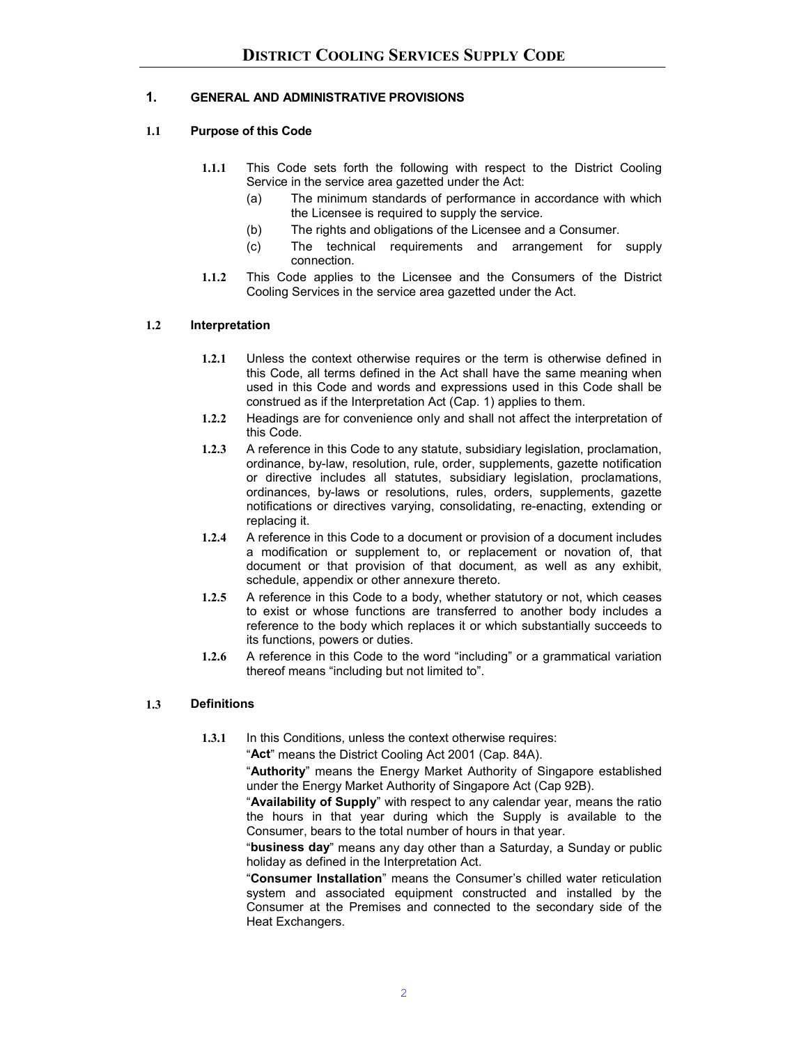## 1. GENERAL AND ADMINISTRATIVE PROVISIONS

### 1.1 Purpose of this Code

**1.1.1** This Code sets forth the following with respect to the District Cooling Service in the service area gazetted under the Act:

(a) The minimum standards of performance in accordance with which the Licensee is required to supply the service.

(b) The rights and obligations of the Licensee and a Consumer.

(c) The technical requirements and arrangement for supply connection.

**1.1.2** This Code applies to the Licensee and the Consumers of the District Cooling Services in the service area gazetted under the Act.

### 1.2 Interpretation

**1.2.1** Unless the context otherwise requires or the term is otherwise defined in this Code, all terms defined in the Act shall have the same meaning when used in this Code and words and expressions used in this Code shall be construed as if the Interpretation Act (Cap. 1) applies to them.

**1.2.2** Headings are for convenience only and shall not affect the interpretation of this Code.

**1.2.3** A reference in this Code to any statute, subsidiary legislation, proclamation, ordinance, by-law, resolution, rule, order, supplements, gazette notification or directive includes all statutes, subsidiary legislation, proclamations, ordinances, by-laws or resolutions, rules, orders, supplements, gazette notifications or directives varying, consolidating, re-enacting, extending or replacing it.

**1.2.4** A reference in this Code to a document or provision of a document includes a modification or supplement to, or replacement or novation of, that document or that provision of that document, as well as any exhibit, schedule, appendix or other annexure thereto.

**1.2.5** A reference in this Code to a body, whether statutory or not, which ceases to exist or whose functions are transferred to another body includes a reference to the body which replaces it or which substantially succeeds to its functions, powers or duties.

**1.2.6** A reference in this Code to the word "including" or a grammatical variation thereof means "including but not limited to".

### 1.3 Definitions

**1.3.1** In this Conditions, unless the context otherwise requires:

"**Act**" means the District Cooling Act 2001 (Cap. 84A).

"**Authority**" means the Energy Market Authority of Singapore established under the Energy Market Authority of Singapore Act (Cap 92B).

"**Availability of Supply**" with respect to any calendar year, means the ratio the hours in that year during which the Supply is available to the Consumer, bears to the total number of hours in that year.

"**business day**" means any day other than a Saturday, a Sunday or public holiday as defined in the Interpretation Act.

"**Consumer Installation**" means the Consumer's chilled water reticulation system and associated equipment constructed and installed by the Consumer at the Premises and connected to the secondary side of the Heat Exchangers.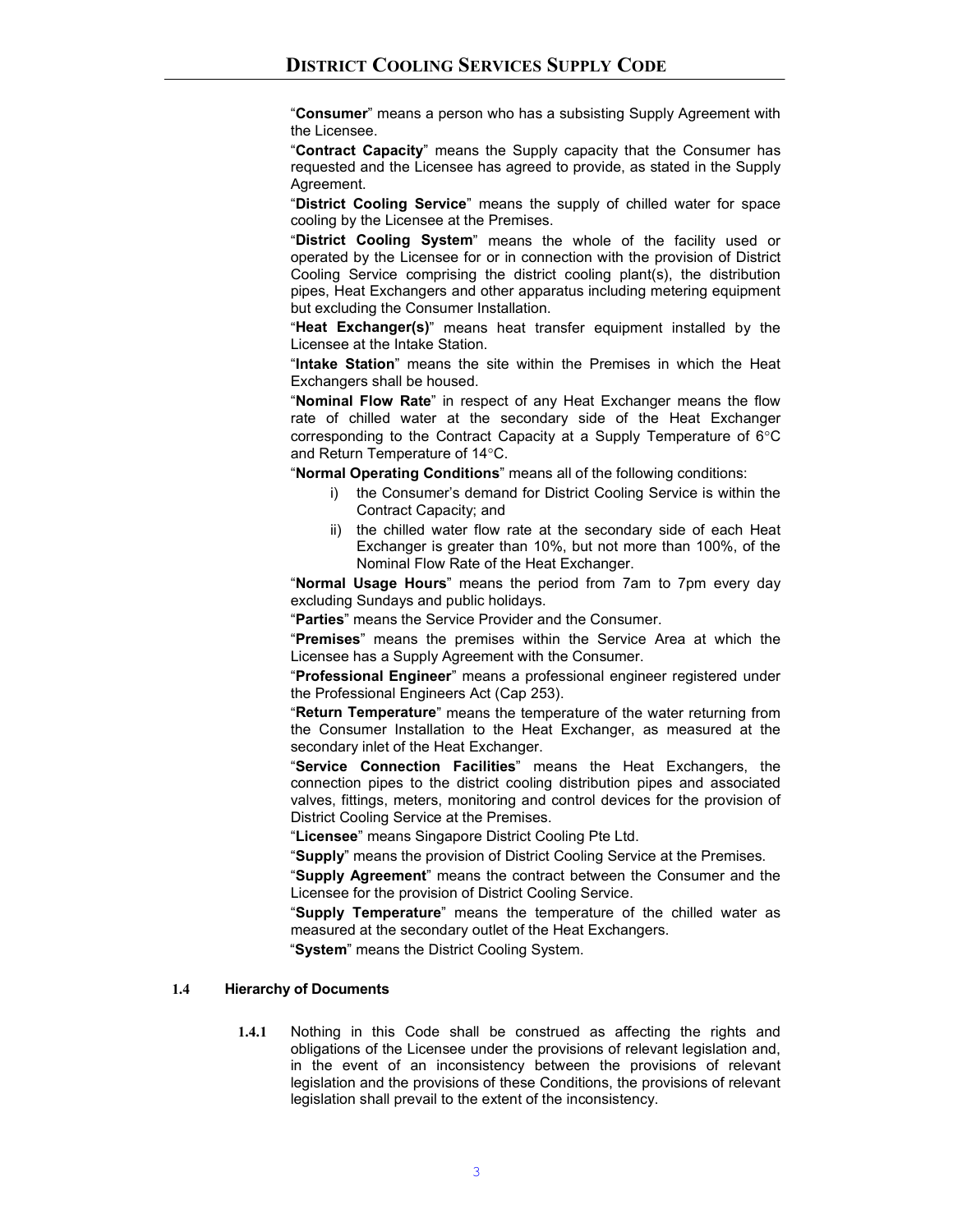"**Consumer**" means a person who has a subsisting Supply Agreement with the Licensee.

"**Contract Capacity**" means the Supply capacity that the Consumer has requested and the Licensee has agreed to provide, as stated in the Supply Agreement.

"**District Cooling Service**" means the supply of chilled water for space cooling by the Licensee at the Premises.

"**District Cooling System**" means the whole of the facility used or operated by the Licensee for or in connection with the provision of District Cooling Service comprising the district cooling plant(s), the distribution pipes, Heat Exchangers and other apparatus including metering equipment but excluding the Consumer Installation.

"**Heat Exchanger(s)**" means heat transfer equipment installed by the Licensee at the Intake Station.

"**Intake Station**" means the site within the Premises in which the Heat Exchangers shall be housed.

"**Nominal Flow Rate**" in respect of any Heat Exchanger means the flow rate of chilled water at the secondary side of the Heat Exchanger corresponding to the Contract Capacity at a Supply Temperature of 6°C and Return Temperature of 14°C.

"**Normal Operating Conditions**" means all of the following conditions:

i) the Consumer's demand for District Cooling Service is within the Contract Capacity; and

ii) the chilled water flow rate at the secondary side of each Heat Exchanger is greater than 10%, but not more than 100%, of the Nominal Flow Rate of the Heat Exchanger.

"**Normal Usage Hours**" means the period from 7am to 7pm every day excluding Sundays and public holidays.

"**Parties**" means the Service Provider and the Consumer.

"**Premises**" means the premises within the Service Area at which the Licensee has a Supply Agreement with the Consumer.

"**Professional Engineer**" means a professional engineer registered under the Professional Engineers Act (Cap 253).

"**Return Temperature**" means the temperature of the water returning from the Consumer Installation to the Heat Exchanger, as measured at the secondary inlet of the Heat Exchanger.

"**Service Connection Facilities**" means the Heat Exchangers, the connection pipes to the district cooling distribution pipes and associated valves, fittings, meters, monitoring and control devices for the provision of District Cooling Service at the Premises.

"**Licensee**" means Singapore District Cooling Pte Ltd.

"**Supply**" means the provision of District Cooling Service at the Premises.

"**Supply Agreement**" means the contract between the Consumer and the Licensee for the provision of District Cooling Service.

"**Supply Temperature**" means the temperature of the chilled water as measured at the secondary outlet of the Heat Exchangers.

"**System**" means the District Cooling System.

### 1.4 Hierarchy of Documents

**1.4.1** Nothing in this Code shall be construed as affecting the rights and obligations of the Licensee under the provisions of relevant legislation and, in the event of an inconsistency between the provisions of relevant legislation and the provisions of these Conditions, the provisions of relevant legislation shall prevail to the extent of the inconsistency.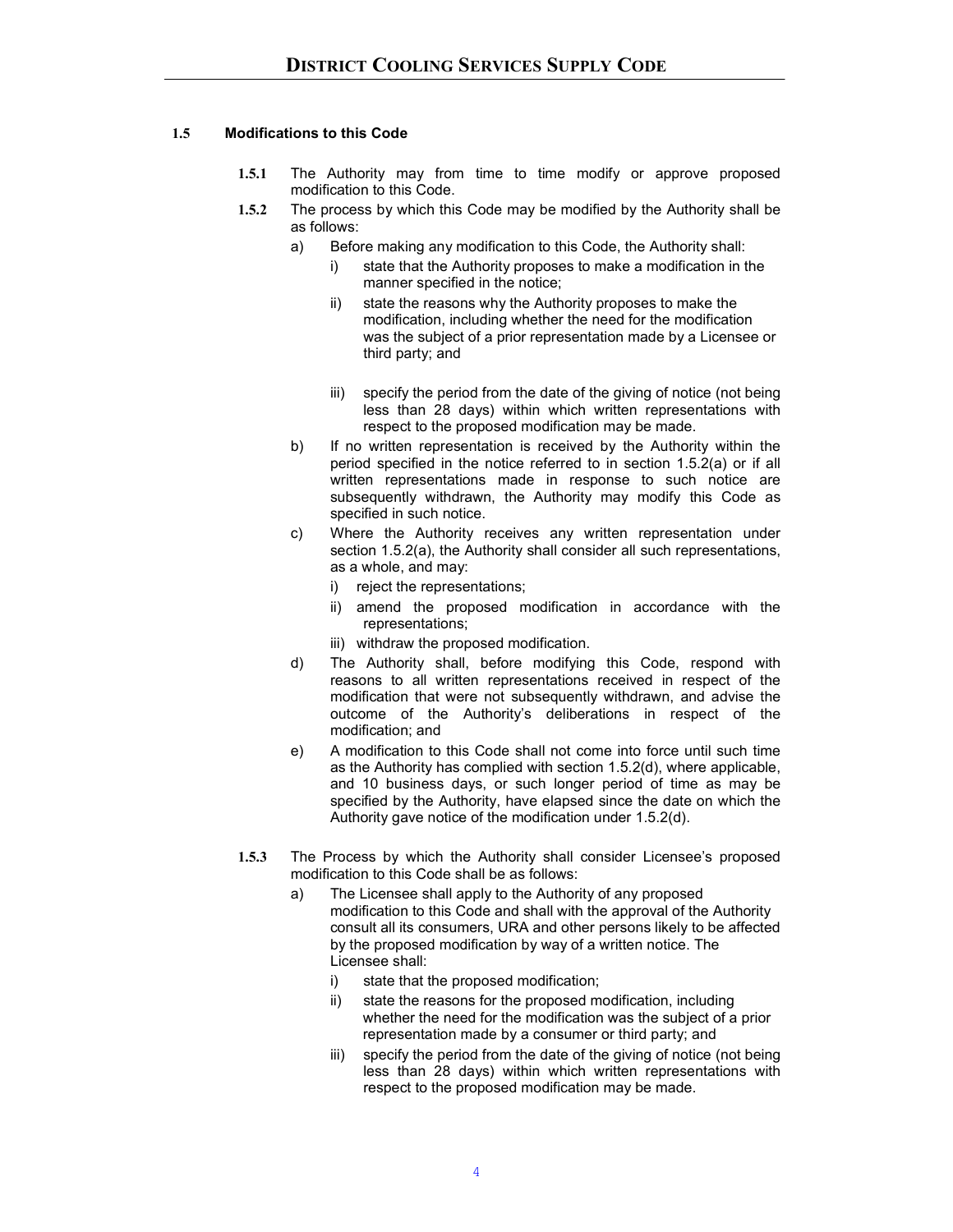### 1.5 Modifications to this Code

**1.5.1** The Authority may from time to time modify or approve proposed modification to this Code.

**1.5.2** The process by which this Code may be modified by the Authority shall be as follows:

a) Before making any modification to this Code, the Authority shall:

   i) state that the Authority proposes to make a modification in the manner specified in the notice;

   ii) state the reasons why the Authority proposes to make the modification, including whether the need for the modification was the subject of a prior representation made by a Licensee or third party; and

   iii) specify the period from the date of the giving of notice (not being less than 28 days) within which written representations with respect to the proposed modification may be made.

b) If no written representation is received by the Authority within the period specified in the notice referred to in section 1.5.2(a) or if all written representations made in response to such notice are subsequently withdrawn, the Authority may modify this Code as specified in such notice.

c) Where the Authority receives any written representation under section 1.5.2(a), the Authority shall consider all such representations, as a whole, and may:

   i) reject the representations;

   ii) amend the proposed modification in accordance with the representations;

   iii) withdraw the proposed modification.

d) The Authority shall, before modifying this Code, respond with reasons to all written representations received in respect of the modification that were not subsequently withdrawn, and advise the outcome of the Authority's deliberations in respect of the modification; and

e) A modification to this Code shall not come into force until such time as the Authority has complied with section 1.5.2(d), where applicable, and 10 business days, or such longer period of time as may be specified by the Authority, have elapsed since the date on which the Authority gave notice of the modification under 1.5.2(d).

**1.5.3** The Process by which the Authority shall consider Licensee's proposed modification to this Code shall be as follows:

a) The Licensee shall apply to the Authority of any proposed modification to this Code and shall with the approval of the Authority consult all its consumers, URA and other persons likely to be affected by the proposed modification by way of a written notice. The Licensee shall:

   i) state that the proposed modification;

   ii) state the reasons for the proposed modification, including whether the need for the modification was the subject of a prior representation made by a consumer or third party; and

   iii) specify the period from the date of the giving of notice (not being less than 28 days) within which written representations with respect to the proposed modification may be made.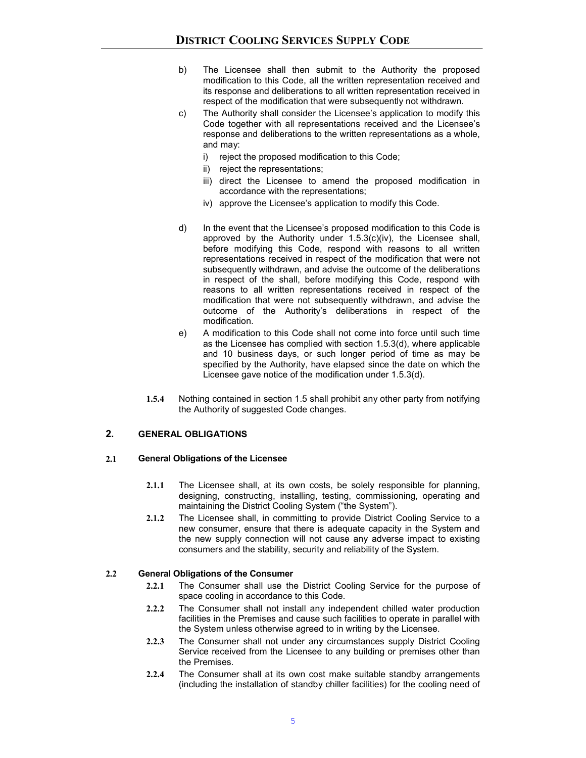b) The Licensee shall then submit to the Authority the proposed modification to this Code, all the written representation received and its response and deliberations to all written representation received in respect of the modification that were subsequently not withdrawn.

c) The Authority shall consider the Licensee's application to modify this Code together with all representations received and the Licensee's response and deliberations to the written representations as a whole, and may:

   i) reject the proposed modification to this Code;
   ii) reject the representations;
   iii) direct the Licensee to amend the proposed modification in accordance with the representations;
   iv) approve the Licensee's application to modify this Code.

d) In the event that the Licensee's proposed modification to this Code is approved by the Authority under 1.5.3(c)(iv), the Licensee shall, before modifying this Code, respond with reasons to all written representations received in respect of the modification that were not subsequently withdrawn, and advise the outcome of the deliberations in respect of the shall, before modifying this Code, respond with reasons to all written representations received in respect of the modification that were not subsequently withdrawn, and advise the outcome of the Authority's deliberations in respect of the modification.

e) A modification to this Code shall not come into force until such time as the Licensee has complied with section 1.5.3(d), where applicable and 10 business days, or such longer period of time as may be specified by the Authority, have elapsed since the date on which the Licensee gave notice of the modification under 1.5.3(d).

**1.5.4** Nothing contained in section 1.5 shall prohibit any other party from notifying the Authority of suggested Code changes.

## 2. GENERAL OBLIGATIONS

### 2.1 General Obligations of the Licensee

**2.1.1** The Licensee shall, at its own costs, be solely responsible for planning, designing, constructing, installing, testing, commissioning, operating and maintaining the District Cooling System ("the System").

**2.1.2** The Licensee shall, in committing to provide District Cooling Service to a new consumer, ensure that there is adequate capacity in the System and the new supply connection will not cause any adverse impact to existing consumers and the stability, security and reliability of the System.

### 2.2 General Obligations of the Consumer

**2.2.1** The Consumer shall use the District Cooling Service for the purpose of space cooling in accordance to this Code.

**2.2.2** The Consumer shall not install any independent chilled water production facilities in the Premises and cause such facilities to operate in parallel with the System unless otherwise agreed to in writing by the Licensee.

**2.2.3** The Consumer shall not under any circumstances supply District Cooling Service received from the Licensee to any building or premises other than the Premises.

**2.2.4** The Consumer shall at its own cost make suitable standby arrangements (including the installation of standby chiller facilities) for the cooling need of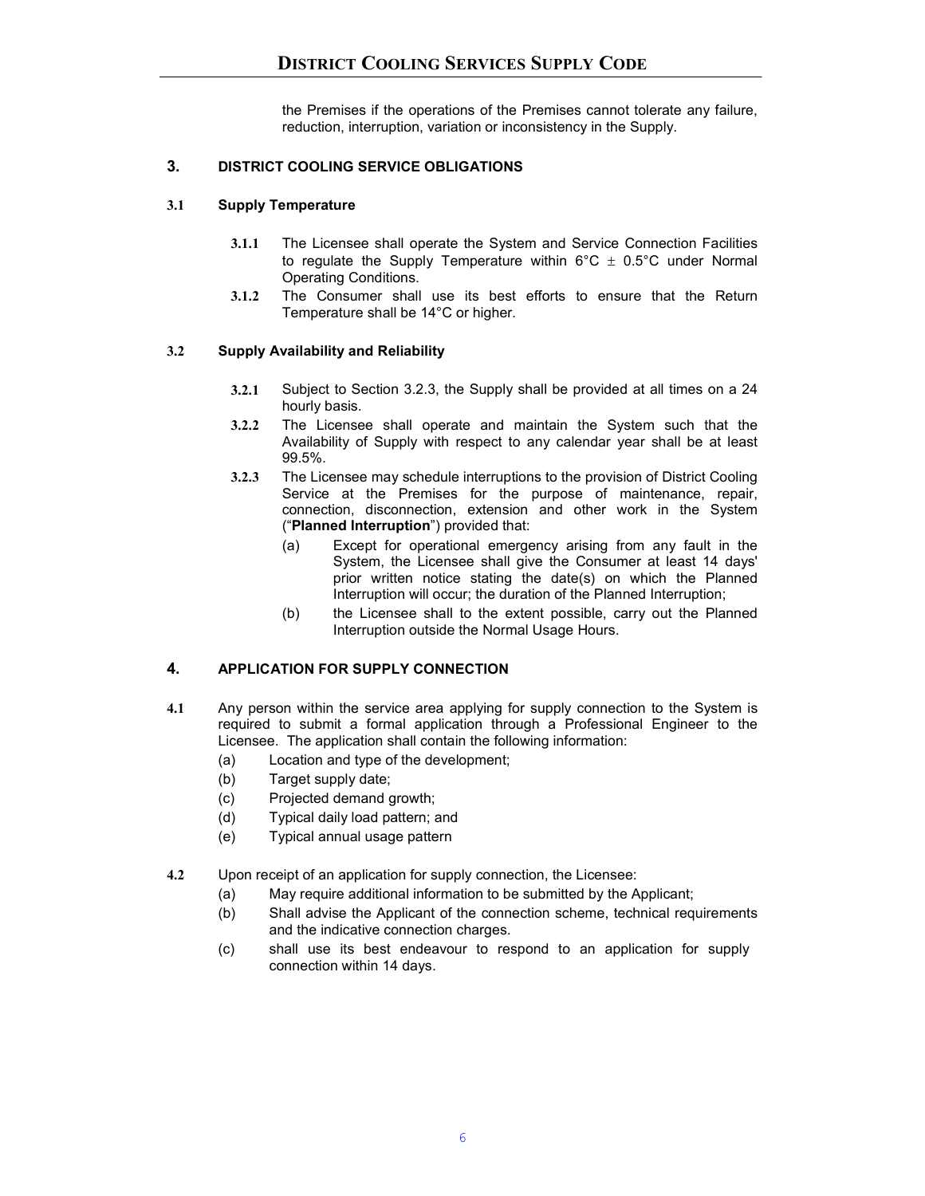the Premises if the operations of the Premises cannot tolerate any failure, reduction, interruption, variation or inconsistency in the Supply.

## 3. DISTRICT COOLING SERVICE OBLIGATIONS

### 3.1 Supply Temperature

**3.1.1** The Licensee shall operate the System and Service Connection Facilities to regulate the Supply Temperature within 6°C ± 0.5°C under Normal Operating Conditions.

**3.1.2** The Consumer shall use its best efforts to ensure that the Return Temperature shall be 14°C or higher.

### 3.2 Supply Availability and Reliability

**3.2.1** Subject to Section 3.2.3, the Supply shall be provided at all times on a 24 hourly basis.

**3.2.2** The Licensee shall operate and maintain the System such that the Availability of Supply with respect to any calendar year shall be at least 99.5%.

**3.2.3** The Licensee may schedule interruptions to the provision of District Cooling Service at the Premises for the purpose of maintenance, repair, connection, disconnection, extension and other work in the System ("**Planned Interruption**") provided that:

(a) Except for operational emergency arising from any fault in the System, the Licensee shall give the Consumer at least 14 days' prior written notice stating the date(s) on which the Planned Interruption will occur; the duration of the Planned Interruption;

(b) the Licensee shall to the extent possible, carry out the Planned Interruption outside the Normal Usage Hours.

## 4. APPLICATION FOR SUPPLY CONNECTION

**4.1** Any person within the service area applying for supply connection to the System is required to submit a formal application through a Professional Engineer to the Licensee. The application shall contain the following information:

(a) Location and type of the development;
(b) Target supply date;
(c) Projected demand growth;
(d) Typical daily load pattern; and
(e) Typical annual usage pattern

**4.2** Upon receipt of an application for supply connection, the Licensee:

(a) May require additional information to be submitted by the Applicant;
(b) Shall advise the Applicant of the connection scheme, technical requirements and the indicative connection charges.
(c) shall use its best endeavour to respond to an application for supply connection within 14 days.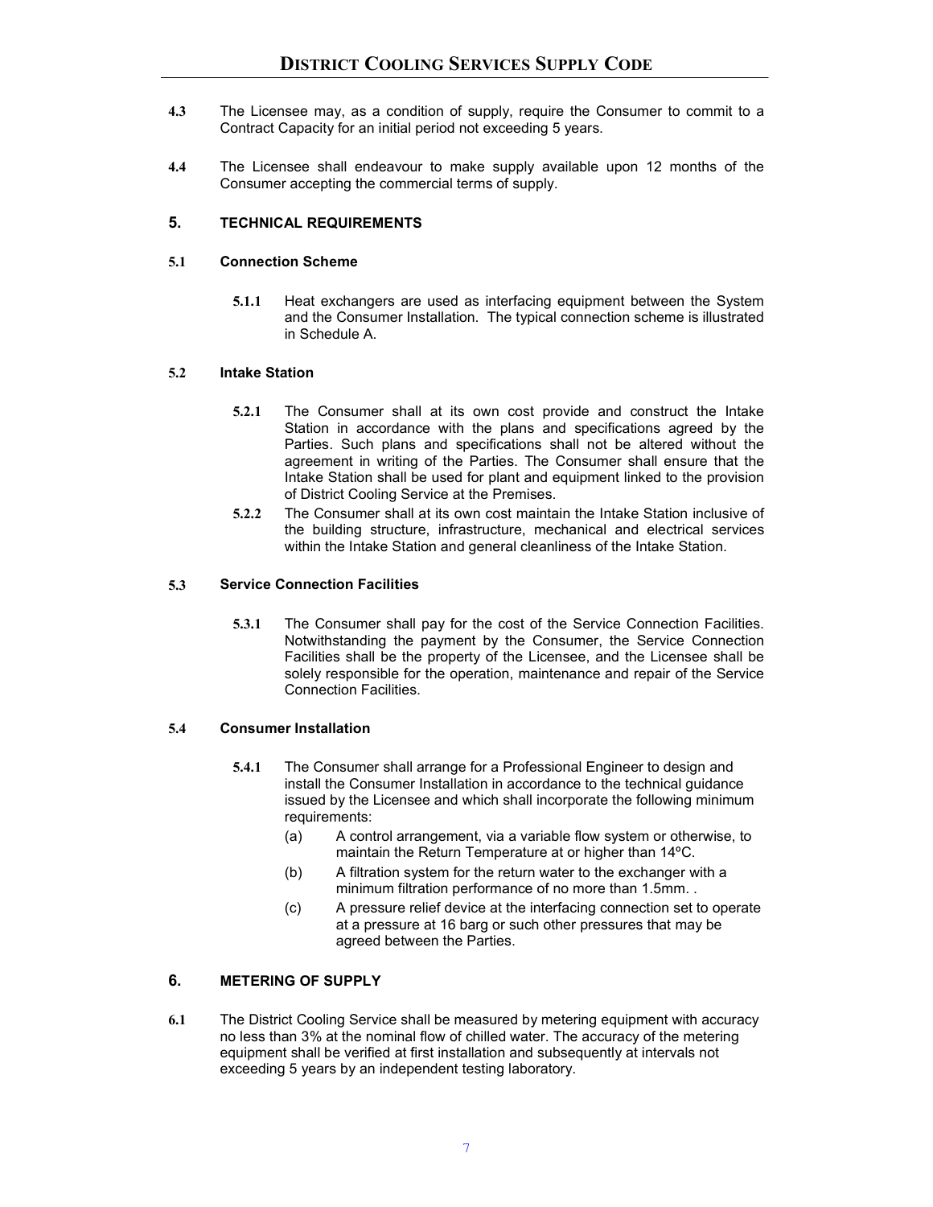**4.3** The Licensee may, as a condition of supply, require the Consumer to commit to a Contract Capacity for an initial period not exceeding 5 years.

**4.4** The Licensee shall endeavour to make supply available upon 12 months of the Consumer accepting the commercial terms of supply.

## 5. TECHNICAL REQUIREMENTS

### 5.1 Connection Scheme

**5.1.1** Heat exchangers are used as interfacing equipment between the System and the Consumer Installation. The typical connection scheme is illustrated in Schedule A.

### 5.2 Intake Station

**5.2.1** The Consumer shall at its own cost provide and construct the Intake Station in accordance with the plans and specifications agreed by the Parties. Such plans and specifications shall not be altered without the agreement in writing of the Parties. The Consumer shall ensure that the Intake Station shall be used for plant and equipment linked to the provision of District Cooling Service at the Premises.

**5.2.2** The Consumer shall at its own cost maintain the Intake Station inclusive of the building structure, infrastructure, mechanical and electrical services within the Intake Station and general cleanliness of the Intake Station.

### 5.3 Service Connection Facilities

**5.3.1** The Consumer shall pay for the cost of the Service Connection Facilities. Notwithstanding the payment by the Consumer, the Service Connection Facilities shall be the property of the Licensee, and the Licensee shall be solely responsible for the operation, maintenance and repair of the Service Connection Facilities.

### 5.4 Consumer Installation

**5.4.1** The Consumer shall arrange for a Professional Engineer to design and install the Consumer Installation in accordance to the technical guidance issued by the Licensee and which shall incorporate the following minimum requirements:

(a) A control arrangement, via a variable flow system or otherwise, to maintain the Return Temperature at or higher than 14ºC.

(b) A filtration system for the return water to the exchanger with a minimum filtration performance of no more than 1.5mm. .

(c) A pressure relief device at the interfacing connection set to operate at a pressure at 16 barg or such other pressures that may be agreed between the Parties.

## 6. METERING OF SUPPLY

**6.1** The District Cooling Service shall be measured by metering equipment with accuracy no less than 3% at the nominal flow of chilled water. The accuracy of the metering equipment shall be verified at first installation and subsequently at intervals not exceeding 5 years by an independent testing laboratory.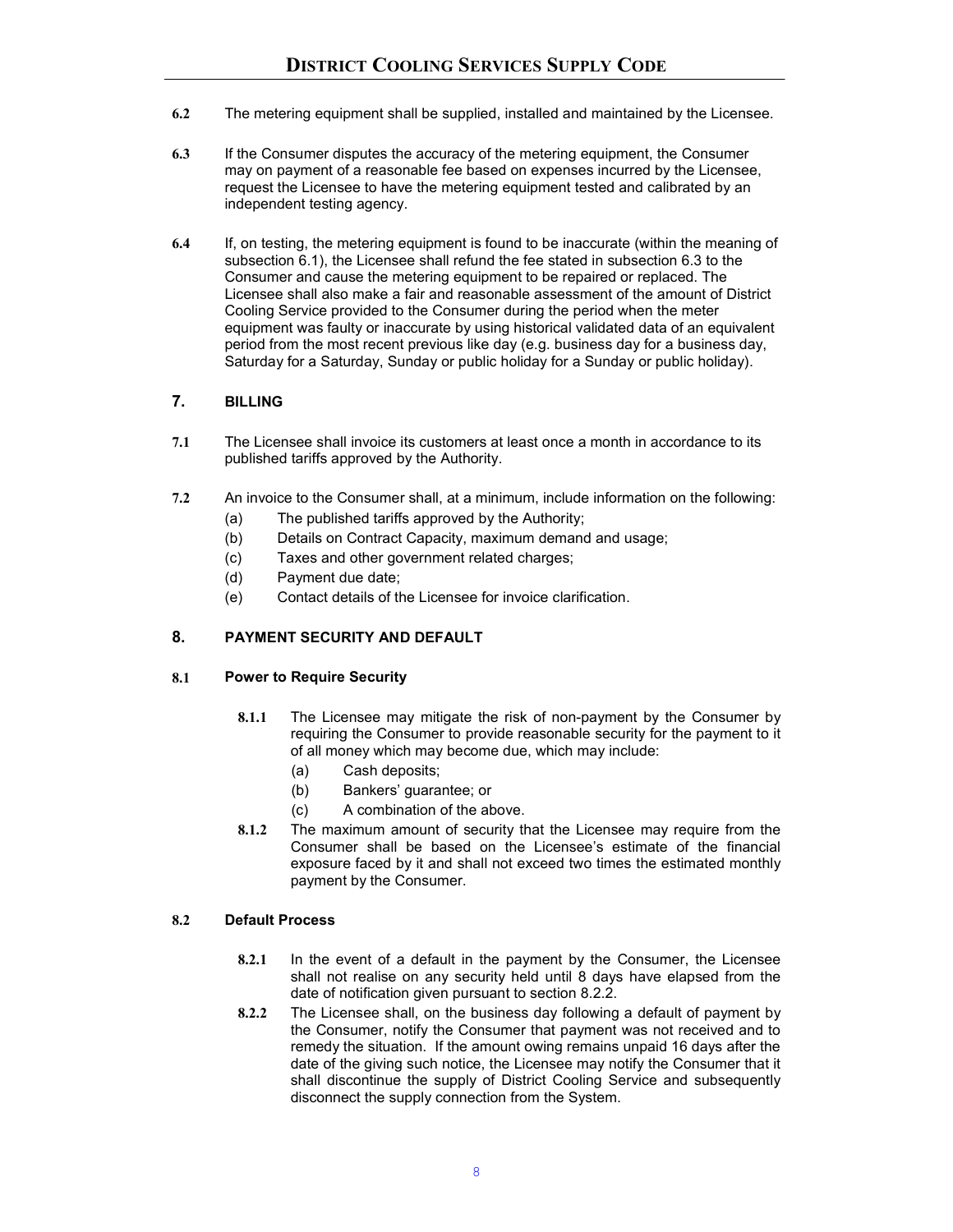**6.2** The metering equipment shall be supplied, installed and maintained by the Licensee.

**6.3** If the Consumer disputes the accuracy of the metering equipment, the Consumer may on payment of a reasonable fee based on expenses incurred by the Licensee, request the Licensee to have the metering equipment tested and calibrated by an independent testing agency.

**6.4** If, on testing, the metering equipment is found to be inaccurate (within the meaning of subsection 6.1), the Licensee shall refund the fee stated in subsection 6.3 to the Consumer and cause the metering equipment to be repaired or replaced. The Licensee shall also make a fair and reasonable assessment of the amount of District Cooling Service provided to the Consumer during the period when the meter equipment was faulty or inaccurate by using historical validated data of an equivalent period from the most recent previous like day (e.g. business day for a business day, Saturday for a Saturday, Sunday or public holiday for a Sunday or public holiday).

## 7. BILLING

**7.1** The Licensee shall invoice its customers at least once a month in accordance to its published tariffs approved by the Authority.

**7.2** An invoice to the Consumer shall, at a minimum, include information on the following:

(a) The published tariffs approved by the Authority;
(b) Details on Contract Capacity, maximum demand and usage;
(c) Taxes and other government related charges;
(d) Payment due date;
(e) Contact details of the Licensee for invoice clarification.

## 8. PAYMENT SECURITY AND DEFAULT

### 8.1 Power to Require Security

**8.1.1** The Licensee may mitigate the risk of non-payment by the Consumer by requiring the Consumer to provide reasonable security for the payment to it of all money which may become due, which may include:

(a) Cash deposits;
(b) Bankers' guarantee; or
(c) A combination of the above.

**8.1.2** The maximum amount of security that the Licensee may require from the Consumer shall be based on the Licensee's estimate of the financial exposure faced by it and shall not exceed two times the estimated monthly payment by the Consumer.

### 8.2 Default Process

**8.2.1** In the event of a default in the payment by the Consumer, the Licensee shall not realise on any security held until 8 days have elapsed from the date of notification given pursuant to section 8.2.2.

**8.2.2** The Licensee shall, on the business day following a default of payment by the Consumer, notify the Consumer that payment was not received and to remedy the situation. If the amount owing remains unpaid 16 days after the date of the giving such notice, the Licensee may notify the Consumer that it shall discontinue the supply of District Cooling Service and subsequently disconnect the supply connection from the System.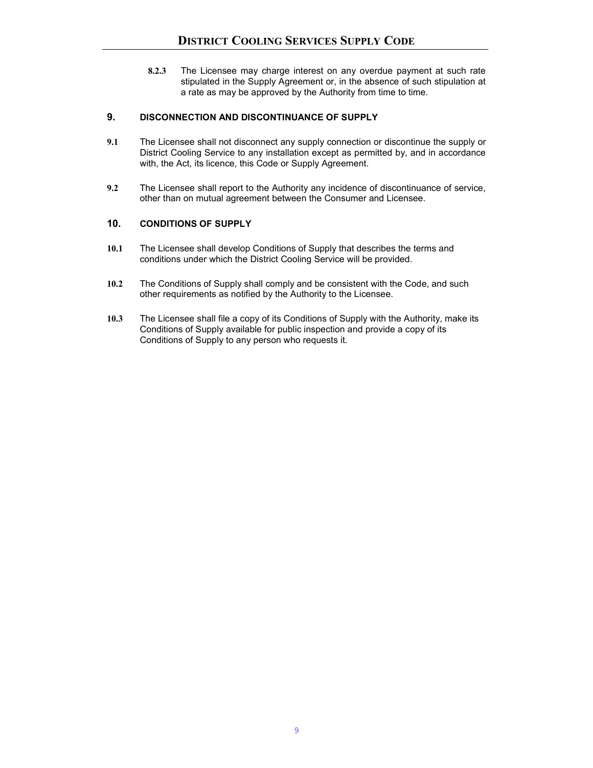**8.2.3** The Licensee may charge interest on any overdue payment at such rate stipulated in the Supply Agreement or, in the absence of such stipulation at a rate as may be approved by the Authority from time to time.

## 9. DISCONNECTION AND DISCONTINUANCE OF SUPPLY

**9.1** The Licensee shall not disconnect any supply connection or discontinue the supply or District Cooling Service to any installation except as permitted by, and in accordance with, the Act, its licence, this Code or Supply Agreement.

**9.2** The Licensee shall report to the Authority any incidence of discontinuance of service, other than on mutual agreement between the Consumer and Licensee.

## 10. CONDITIONS OF SUPPLY

**10.1** The Licensee shall develop Conditions of Supply that describes the terms and conditions under which the District Cooling Service will be provided.

**10.2** The Conditions of Supply shall comply and be consistent with the Code, and such other requirements as notified by the Authority to the Licensee.

**10.3** The Licensee shall file a copy of its Conditions of Supply with the Authority, make its Conditions of Supply available for public inspection and provide a copy of its Conditions of Supply to any person who requests it.